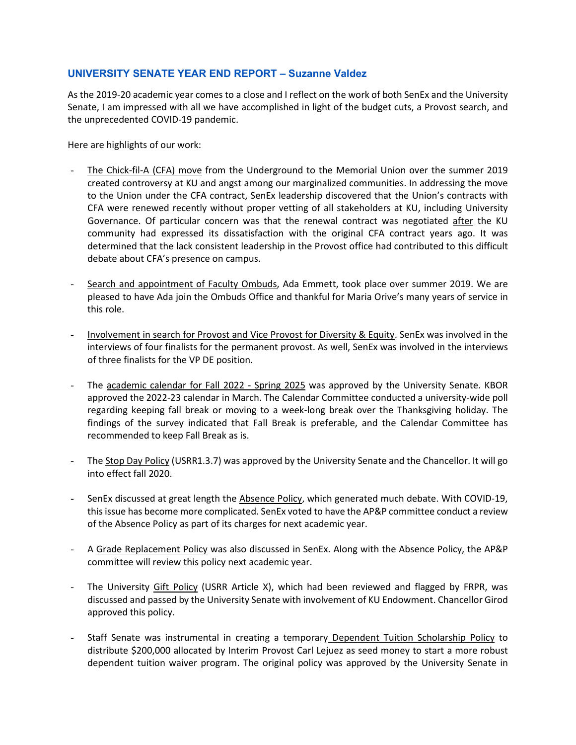## UNIVERSITY SENATE YEAR END REPORT – Suzanne Valdez

As the 2019-20 academic year comes to a close and I reflect on the work of both SenEx and the University Senate, I am impressed with all we have accomplished in light of the budget cuts, a Provost search, and the unprecedented COVID-19 pandemic.

Here are highlights of our work:

- The Chick-fil-A (CFA) move from the Underground to the Memorial Union over the summer 2019 created controversy at KU and angst among our marginalized communities. In addressing the move to the Union under the CFA contract, SenEx leadership discovered that the Union's contracts with CFA were renewed recently without proper vetting of all stakeholders at KU, including University Governance. Of particular concern was that the renewal contract was negotiated after the KU community had expressed its dissatisfaction with the original CFA contract years ago. It was determined that the lack consistent leadership in the Provost office had contributed to this difficult debate about CFA's presence on campus.

- Search and appointment of Faculty Ombuds, Ada Emmett, took place over summer 2019. We are pleased to have Ada join the Ombuds Office and thankful for Maria Orive's many years of service in this role.

- Involvement in search for Provost and Vice Provost for Diversity & Equity. SenEx was involved in the interviews of four finalists for the permanent provost. As well, SenEx was involved in the interviews of three finalists for the VP DE position.

- The academic calendar for Fall 2022 - Spring 2025 was approved by the University Senate. KBOR approved the 2022-23 calendar in March. The Calendar Committee conducted a university-wide poll regarding keeping fall break or moving to a week-long break over the Thanksgiving holiday. The findings of the survey indicated that Fall Break is preferable, and the Calendar Committee has recommended to keep Fall Break as is.

- The Stop Day Policy (USRR1.3.7) was approved by the University Senate and the Chancellor. It will go into effect fall 2020.

- SenEx discussed at great length the Absence Policy, which generated much debate. With COVID-19, this issue has become more complicated. SenEx voted to have the AP&P committee conduct a review of the Absence Policy as part of its charges for next academic year.

- A Grade Replacement Policy was also discussed in SenEx. Along with the Absence Policy, the AP&P committee will review this policy next academic year.

- The University Gift Policy (USRR Article X), which had been reviewed and flagged by FRPR, was discussed and passed by the University Senate with involvement of KU Endowment. Chancellor Girod approved this policy.

- Staff Senate was instrumental in creating a temporary Dependent Tuition Scholarship Policy to distribute $200,000 allocated by Interim Provost Carl Lejuez as seed money to start a more robust dependent tuition waiver program. The original policy was approved by the University Senate in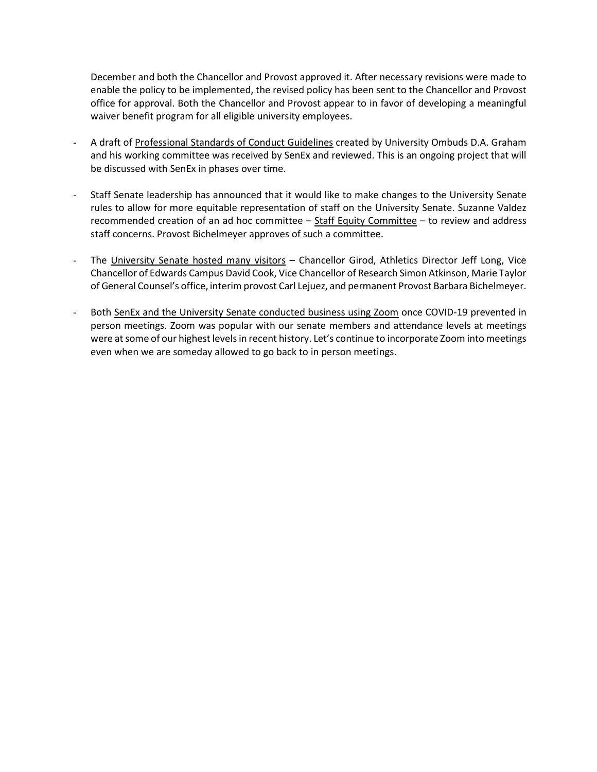December and both the Chancellor and Provost approved it. After necessary revisions were made to enable the policy to be implemented, the revised policy has been sent to the Chancellor and Provost office for approval. Both the Chancellor and Provost appear to in favor of developing a meaningful waiver benefit program for all eligible university employees.

- A draft of <u>Professional Standards of Conduct Guidelines</u> created by University Ombuds D.A. Graham and his working committee was received by SenEx and reviewed. This is an ongoing project that will be discussed with SenEx in phases over time.

- Staff Senate leadership has announced that it would like to make changes to the University Senate rules to allow for more equitable representation of staff on the University Senate. Suzanne Valdez recommended creation of an ad hoc committee – <u>Staff Equity Committee</u> – to review and address staff concerns. Provost Bichelmeyer approves of such a committee.

- The <u>University Senate hosted many visitors</u> – Chancellor Girod, Athletics Director Jeff Long, Vice Chancellor of Edwards Campus David Cook, Vice Chancellor of Research Simon Atkinson, Marie Taylor of General Counsel's office, interim provost Carl Lejuez, and permanent Provost Barbara Bichelmeyer.

- Both <u>SenEx and the University Senate conducted business using Zoom</u> once COVID-19 prevented in person meetings. Zoom was popular with our senate members and attendance levels at meetings were at some of our highest levels in recent history. Let's continue to incorporate Zoom into meetings even when we are someday allowed to go back to in person meetings.